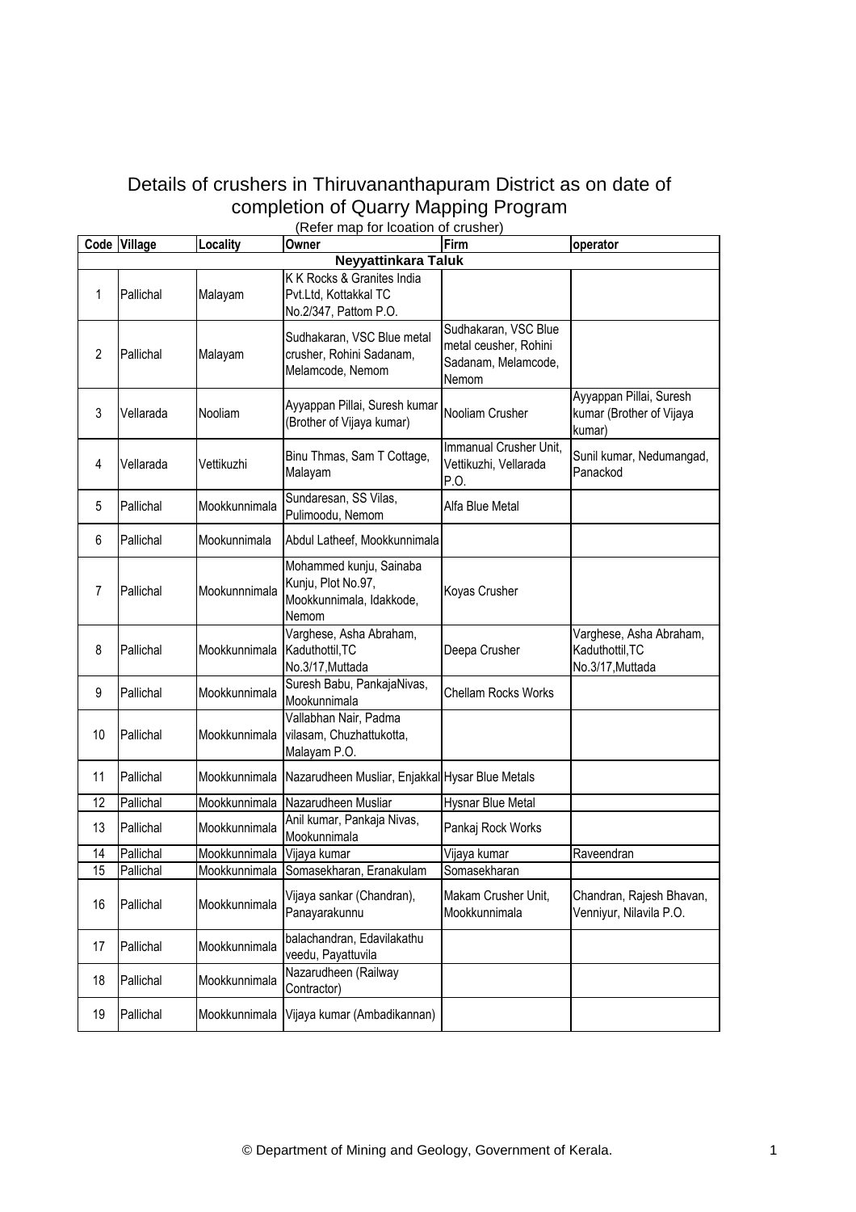# Details of crushers in Thiruvananthapuram District as on date of completion of Quarry Mapping Program

(Refer map for lcoation of crusher)

| Code | Village | Locality | Owner | Firm | operator |
|---|---|---|---|---|---|
| **Neyyattinkara Taluk** | | | | | |
| 1 | Pallichal | Malayam | K K Rocks & Granites India Pvt.Ltd, Kottakkal TC No.2/347, Pattom P.O. | | |
| 2 | Pallichal | Malayam | Sudhakaran, VSC Blue metal crusher, Rohini Sadanam, Melamcode, Nemom | Sudhakaran, VSC Blue metal ceusher, Rohini Sadanam, Melamcode, Nemom | |
| 3 | Vellarada | Nooliam | Ayyappan Pillai, Suresh kumar (Brother of Vijaya kumar) | Nooliam Crusher | Ayyappan Pillai, Suresh kumar (Brother of Vijaya kumar) |
| 4 | Vellarada | Vettikuzhi | Binu Thmas, Sam T Cottage, Malayam | Immanual Crusher Unit, Vettikuzhi, Vellarada P.O. | Sunil kumar, Nedumangad, Panackod |
| 5 | Pallichal | Mookkunnimala | Sundaresan, SS Vilas, Pulimoodu, Nemom | Alfa Blue Metal | |
| 6 | Pallichal | Mookunnimala | Abdul Latheef, Mookkunnimala | | |
| 7 | Pallichal | Mookunnnimala | Mohammed kunju, Sainaba Kunju, Plot No.97, Mookkunnimala, Idakkode, Nemom | Koyas Crusher | |
| 8 | Pallichal | Mookkunnimala | Varghese, Asha Abraham, Kaduthottil,TC No.3/17,Muttada | Deepa Crusher | Varghese, Asha Abraham, Kaduthottil,TC No.3/17,Muttada |
| 9 | Pallichal | Mookkunnimala | Suresh Babu, PankajaNivas, Mookunnimala | Chellam Rocks Works | |
| 10 | Pallichal | Mookkunnimala | Vallabhan Nair, Padma vilasam, Chuzhattukotta, Malayam P.O. | | |
| 11 | Pallichal | Mookkunnimala | Nazarudheen Musliar, Enjakkal | Hysar Blue Metals | |
| 12 | Pallichal | Mookkunnimala | Nazarudheen Musliar | Hysnar Blue Metal | |
| 13 | Pallichal | Mookkunnimala | Anil kumar, Pankaja Nivas, Mookunnimala | Pankaj Rock Works | |
| 14 | Pallichal | Mookkunnimala | Vijaya kumar | Vijaya kumar | Raveendran |
| 15 | Pallichal | Mookkunnimala | Somasekharan, Eranakulam | Somasekharan | |
| 16 | Pallichal | Mookkunnimala | Vijaya sankar (Chandran), Panayarakunnu | Makam Crusher Unit, Mookkunnimala | Chandran, Rajesh Bhavan, Venniyur, Nilavila P.O. |
| 17 | Pallichal | Mookkunnimala | balachandran, Edavilakathu veedu, Payattuvila | | |
| 18 | Pallichal | Mookkunnimala | Nazarudheen (Railway Contractor) | | |
| 19 | Pallichal | Mookkunnimala | Vijaya kumar (Ambadikannan) | | |

© Department of Mining and Geology, Government of Kerala.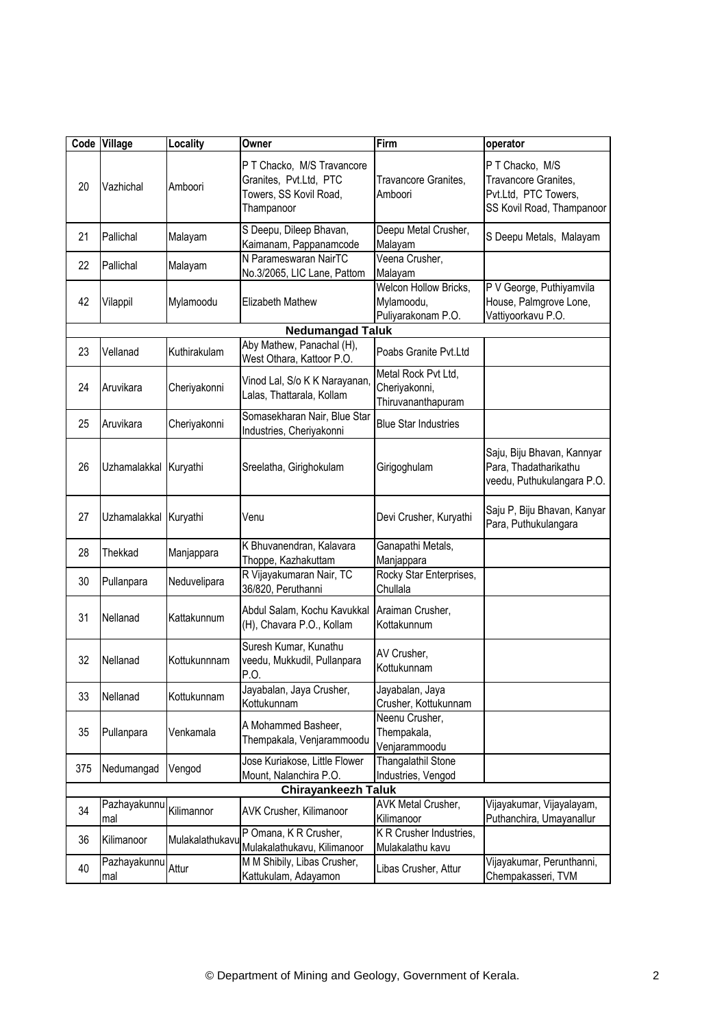| Code | Village | Locality | Owner | Firm | operator |
|---|---|---|---|---|---|
| 20 | Vazhichal | Amboori | P T Chacko, M/S Travancore Granites, Pvt.Ltd, PTC Towers, SS Kovil Road, Thampanoor | Travancore Granites, Amboori | P T Chacko, M/S Travancore Granites, Pvt.Ltd, PTC Towers, SS Kovil Road, Thampanoor |
| 21 | Pallichal | Malayam | S Deepu, Dileep Bhavan, Kaimanam, Pappanamcode | Deepu Metal Crusher, Malayam | S Deepu Metals, Malayam |
| 22 | Pallichal | Malayam | N Parameswaran NairTC No.3/2065, LIC Lane, Pattom | Veena Crusher, Malayam | |
| 42 | Vilappil | Mylamoodu | Elizabeth Mathew | Welcon Hollow Bricks, Mylamoodu, Puliyarakonam P.O. | P V George, Puthiyamvila House, Palmgrove Lone, Vattiyoorkavu P.O. |
| | | | **Nedumangad Taluk** | | |
| 23 | Vellanad | Kuthirakulam | Aby Mathew, Panachal (H), West Othara, Kattoor P.O. | Poabs Granite Pvt.Ltd | |
| 24 | Aruvikara | Cheriyakonni | Vinod Lal, S/o K K Narayanan, Lalas, Thattarala, Kollam | Metal Rock Pvt Ltd, Cheriyakonni, Thiruvananthapuram | |
| 25 | Aruvikara | Cheriyakonni | Somasekharan Nair, Blue Star Industries, Cheriyakonni | Blue Star Industries | |
| 26 | Uzhamalakkal | Kuryathi | Sreelatha, Girighokulam | Girigoghulam | Saju, Biju Bhavan, Kannyar Para, Thadatharikathu veedu, Puthukulangara P.O. |
| 27 | Uzhamalakkal | Kuryathi | Venu | Devi Crusher, Kuryathi | Saju P, Biju Bhavan, Kanyar Para, Puthukulangara |
| 28 | Thekkad | Manjappara | K Bhuvanendran, Kalavara Thoppe, Kazhakuttam | Ganapathi Metals, Manjappara | |
| 30 | Pullanpara | Neduvelipara | R Vijayakumaran Nair, TC 36/820, Peruthanni | Rocky Star Enterprises, Chullala | |
| 31 | Nellanad | Kattakunnum | Abdul Salam, Kochu Kavukkal (H), Chavara P.O., Kollam | Araiman Crusher, Kottakunnum | |
| 32 | Nellanad | Kottukunnnam | Suresh Kumar, Kunathu veedu, Mukkudil, Pullanpara P.O. | AV Crusher, Kottukunnam | |
| 33 | Nellanad | Kottukunnam | Jayabalan, Jaya Crusher, Kottukunnam | Jayabalan, Jaya Crusher, Kottukunnam | |
| 35 | Pullanpara | Venkamala | A Mohammed Basheer, Thempakala, Venjarammoodu | Neenu Crusher, Thempakala, Venjarammoodu | |
| 375 | Nedumangad | Vengod | Jose Kuriakose, Little Flower Mount, Nalanchira P.O. | Thangalathil Stone Industries, Vengod | |
| | | | **Chirayankeezh Taluk** | | |
| 34 | Pazhayakunnumal | Kilimannor | AVK Crusher, Kilimanoor | AVK Metal Crusher, Kilimanoor | Vijayakumar, Vijayalayam, Puthanchira, Umayanallur |
| 36 | Kilimanoor | Mulakalathukavu | P Omana, K R Crusher, Mulakalathukavu, Kilimanoor | K R Crusher Industries, Mulakalathu kavu | |
| 40 | Pazhayakunnumal | Attur | M M Shibily, Libas Crusher, Kattukulam, Adayamon | Libas Crusher, Attur | Vijayakumar, Perunthanni, Chempakasseri, TVM |

© Department of Mining and Geology, Government of Kerala.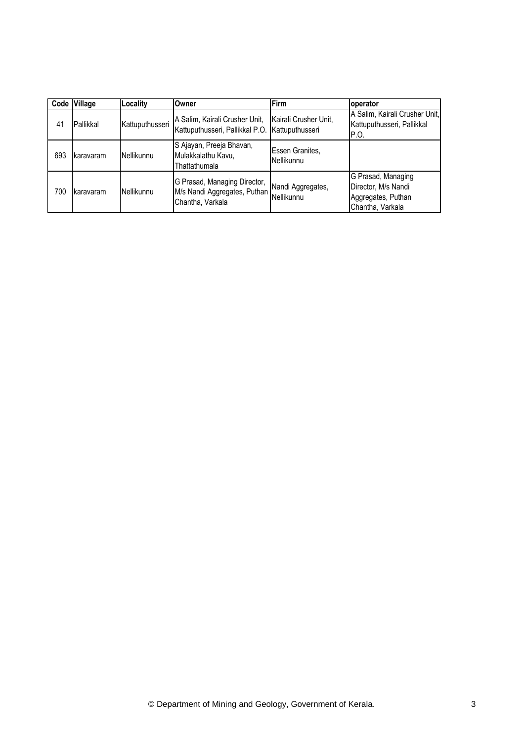| Code | Village | Locality | Owner | Firm | operator |
|---|---|---|---|---|---|
| 41 | Pallikkal | Kattuputhusseri | A Salim, Kairali Crusher Unit, Kattuputhusseri, Pallikkal P.O. | Kairali Crusher Unit, Kattuputhusseri | A Salim, Kairali Crusher Unit, Kattuputhusseri, Pallikkal P.O. |
| 693 | karavaram | Nellikunnu | S Ajayan, Preeja Bhavan, Mulakkalathu Kavu, Thattathumala | Essen Granites, Nellikunnu | |
| 700 | karavaram | Nellikunnu | G Prasad, Managing Director, M/s Nandi Aggregates, Puthan Chantha, Varkala | Nandi Aggregates, Nellikunnu | G Prasad, Managing Director, M/s Nandi Aggregates, Puthan Chantha, Varkala |

© Department of Mining and Geology, Government of Kerala.